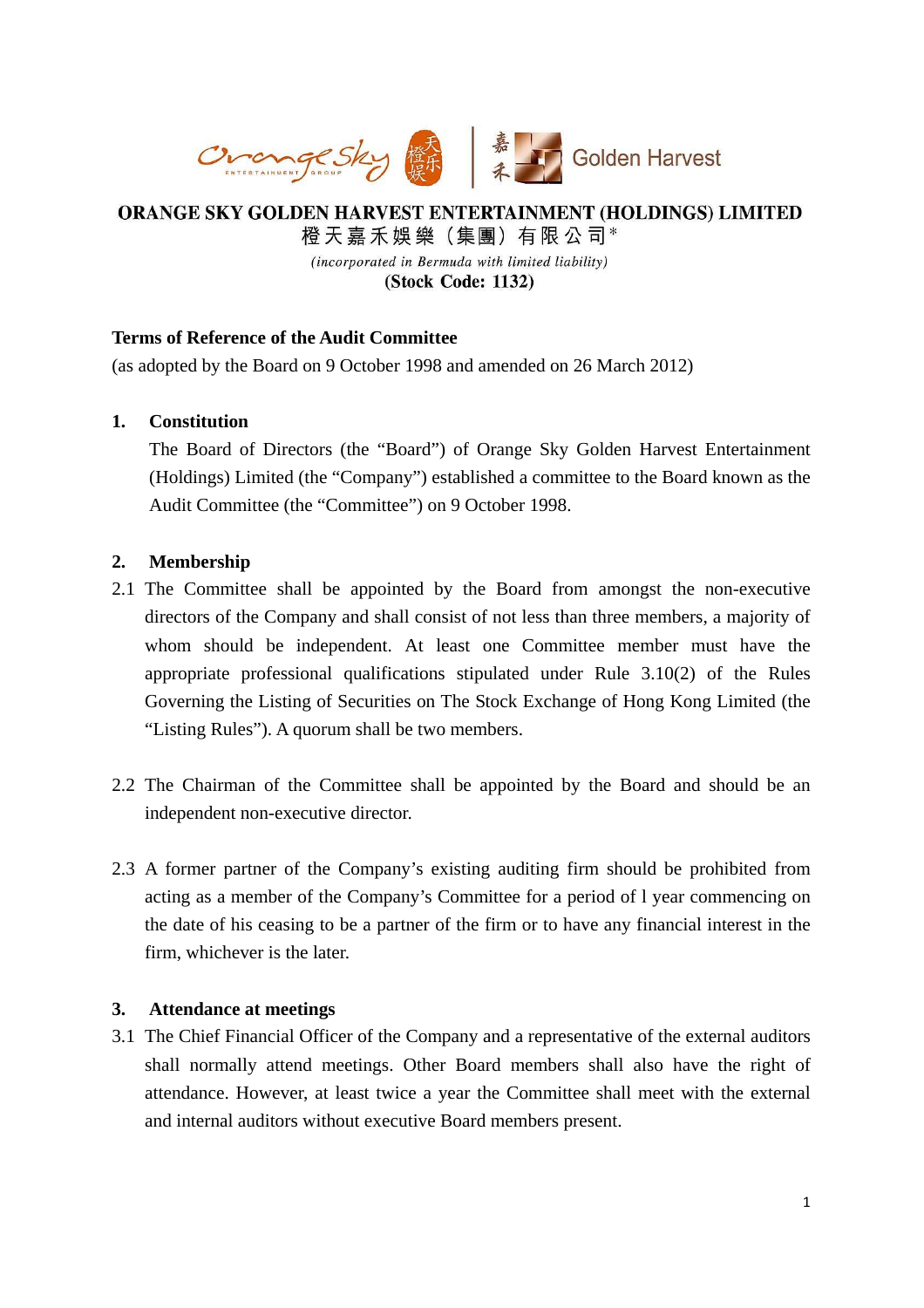**ORANGE SKY GOLDEN HARVEST ENTERTAINMENT (HOLDINGS) LIMITED**

**橙天嘉禾娛樂（集團）有限公司***

*(incorporated in Bermuda with limited liability)*

**(Stock Code: 1132)**

**Terms of Reference of the Audit Committee**

(as adopted by the Board on 9 October 1998 and amended on 26 March 2012)

**1. Constitution**

The Board of Directors (the "Board") of Orange Sky Golden Harvest Entertainment (Holdings) Limited (the "Company") established a committee to the Board known as the Audit Committee (the "Committee") on 9 October 1998.

**2. Membership**

2.1 The Committee shall be appointed by the Board from amongst the non-executive directors of the Company and shall consist of not less than three members, a majority of whom should be independent. At least one Committee member must have the appropriate professional qualifications stipulated under Rule 3.10(2) of the Rules Governing the Listing of Securities on The Stock Exchange of Hong Kong Limited (the "Listing Rules"). A quorum shall be two members.

2.2 The Chairman of the Committee shall be appointed by the Board and should be an independent non-executive director.

2.3 A former partner of the Company's existing auditing firm should be prohibited from acting as a member of the Company's Committee for a period of l year commencing on the date of his ceasing to be a partner of the firm or to have any financial interest in the firm, whichever is the later.

**3. Attendance at meetings**

3.1 The Chief Financial Officer of the Company and a representative of the external auditors shall normally attend meetings. Other Board members shall also have the right of attendance. However, at least twice a year the Committee shall meet with the external and internal auditors without executive Board members present.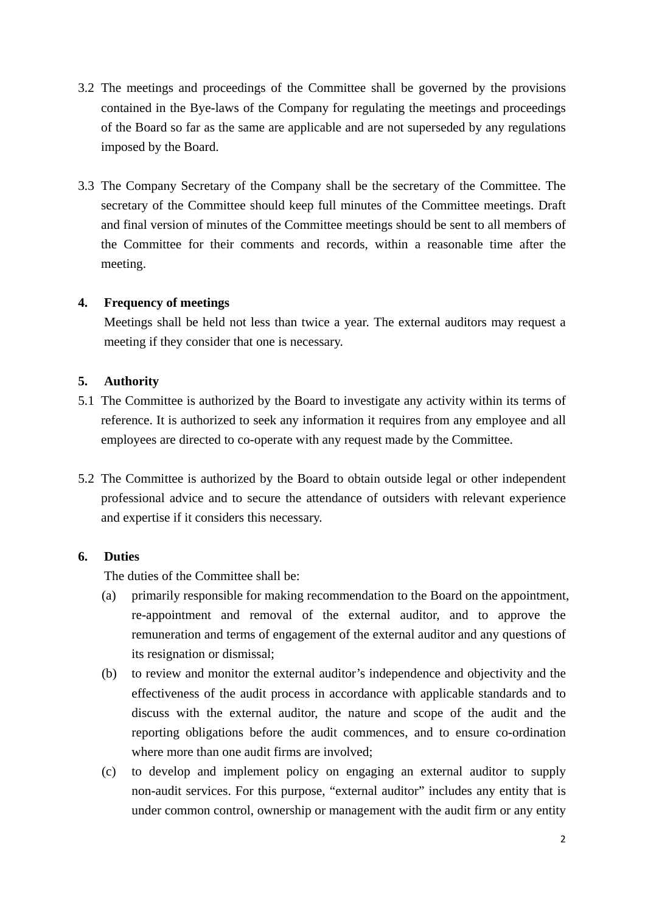3.2 The meetings and proceedings of the Committee shall be governed by the provisions contained in the Bye-laws of the Company for regulating the meetings and proceedings of the Board so far as the same are applicable and are not superseded by any regulations imposed by the Board.

3.3 The Company Secretary of the Company shall be the secretary of the Committee. The secretary of the Committee should keep full minutes of the Committee meetings. Draft and final version of minutes of the Committee meetings should be sent to all members of the Committee for their comments and records, within a reasonable time after the meeting.

**4. Frequency of meetings**

Meetings shall be held not less than twice a year. The external auditors may request a meeting if they consider that one is necessary.

**5. Authority**

5.1 The Committee is authorized by the Board to investigate any activity within its terms of reference. It is authorized to seek any information it requires from any employee and all employees are directed to co-operate with any request made by the Committee.

5.2 The Committee is authorized by the Board to obtain outside legal or other independent professional advice and to secure the attendance of outsiders with relevant experience and expertise if it considers this necessary.

**6. Duties**

The duties of the Committee shall be:

(a) primarily responsible for making recommendation to the Board on the appointment, re-appointment and removal of the external auditor, and to approve the remuneration and terms of engagement of the external auditor and any questions of its resignation or dismissal;

(b) to review and monitor the external auditor's independence and objectivity and the effectiveness of the audit process in accordance with applicable standards and to discuss with the external auditor, the nature and scope of the audit and the reporting obligations before the audit commences, and to ensure co-ordination where more than one audit firms are involved;

(c) to develop and implement policy on engaging an external auditor to supply non-audit services. For this purpose, "external auditor" includes any entity that is under common control, ownership or management with the audit firm or any entity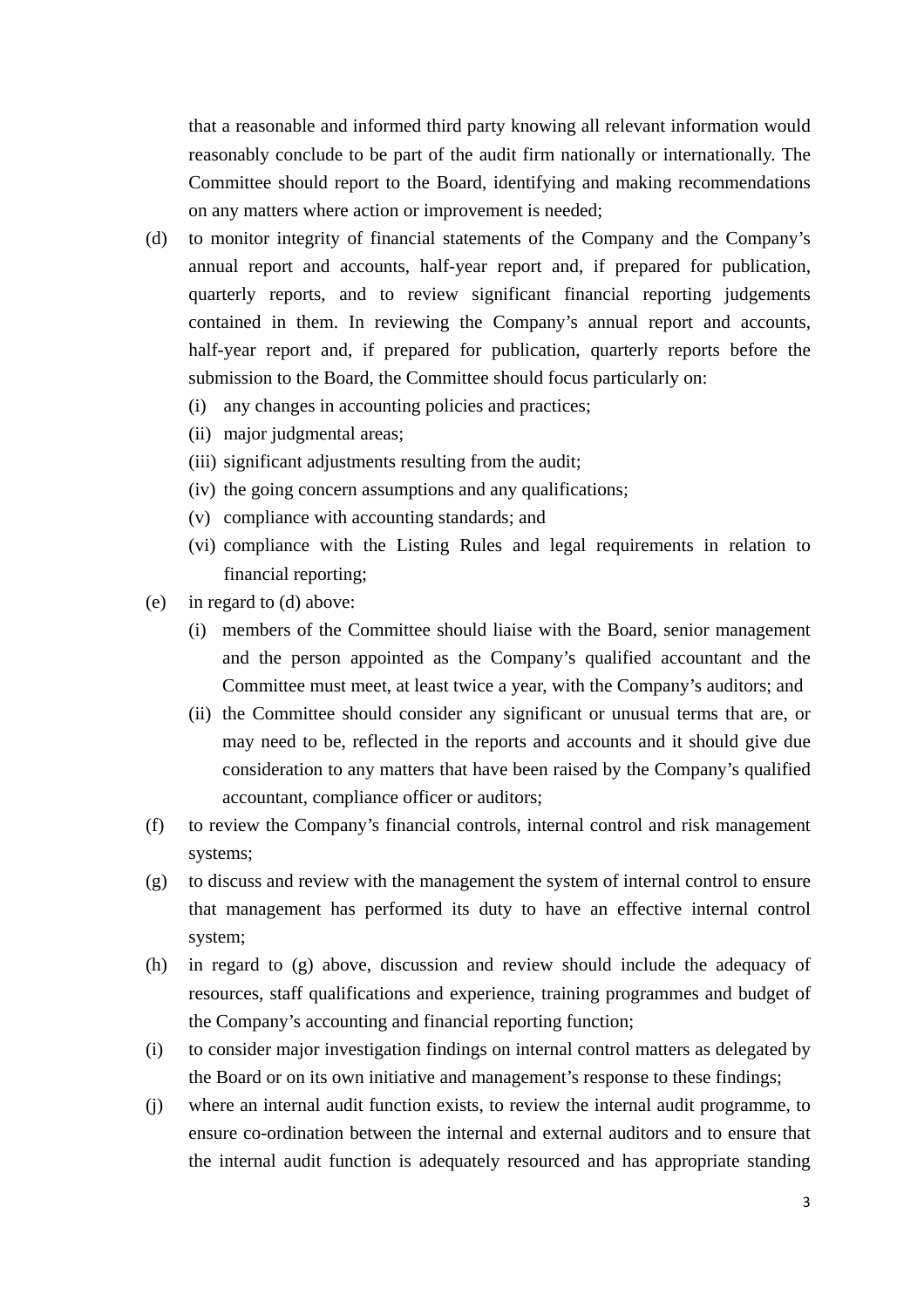that a reasonable and informed third party knowing all relevant information would reasonably conclude to be part of the audit firm nationally or internationally. The Committee should report to the Board, identifying and making recommendations on any matters where action or improvement is needed;

(d) to monitor integrity of financial statements of the Company and the Company's annual report and accounts, half-year report and, if prepared for publication, quarterly reports, and to review significant financial reporting judgements contained in them. In reviewing the Company's annual report and accounts, half-year report and, if prepared for publication, quarterly reports before the submission to the Board, the Committee should focus particularly on:

  (i) any changes in accounting policies and practices;
  
  (ii) major judgmental areas;
  
  (iii) significant adjustments resulting from the audit;
  
  (iv) the going concern assumptions and any qualifications;
  
  (v) compliance with accounting standards; and
  
  (vi) compliance with the Listing Rules and legal requirements in relation to financial reporting;

(e) in regard to (d) above:

  (i) members of the Committee should liaise with the Board, senior management and the person appointed as the Company's qualified accountant and the Committee must meet, at least twice a year, with the Company's auditors; and
  
  (ii) the Committee should consider any significant or unusual terms that are, or may need to be, reflected in the reports and accounts and it should give due consideration to any matters that have been raised by the Company's qualified accountant, compliance officer or auditors;

(f) to review the Company's financial controls, internal control and risk management systems;

(g) to discuss and review with the management the system of internal control to ensure that management has performed its duty to have an effective internal control system;

(h) in regard to (g) above, discussion and review should include the adequacy of resources, staff qualifications and experience, training programmes and budget of the Company's accounting and financial reporting function;

(i) to consider major investigation findings on internal control matters as delegated by the Board or on its own initiative and management's response to these findings;

(j) where an internal audit function exists, to review the internal audit programme, to ensure co-ordination between the internal and external auditors and to ensure that the internal audit function is adequately resourced and has appropriate standing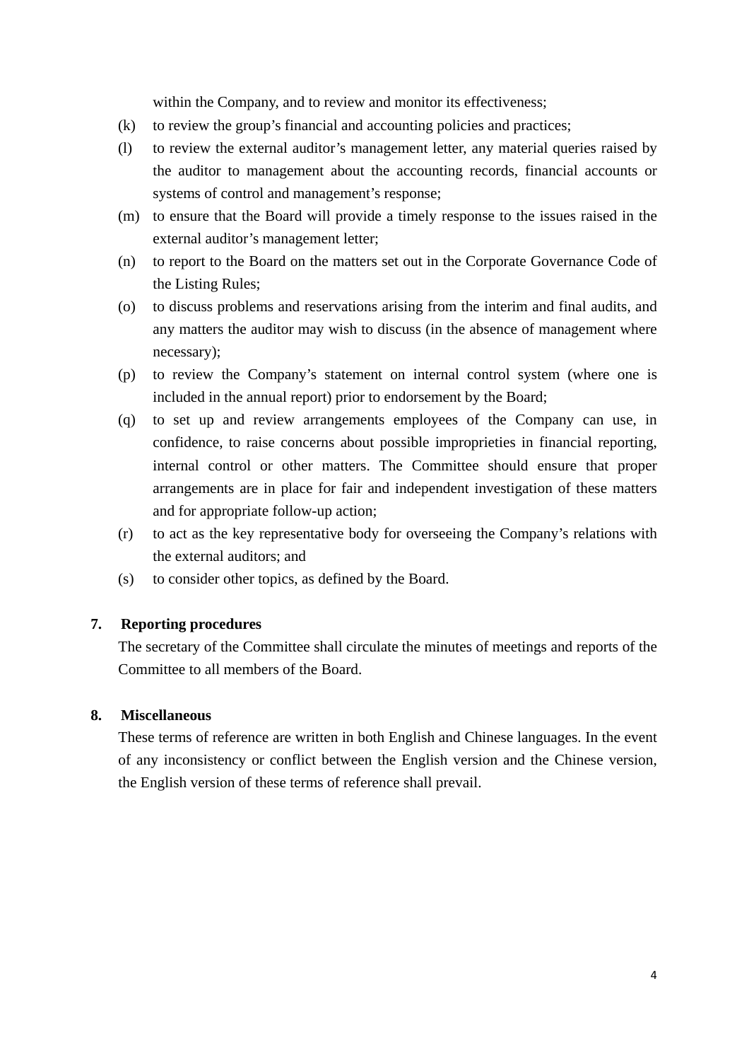within the Company, and to review and monitor its effectiveness;

(k) to review the group's financial and accounting policies and practices;

(l) to review the external auditor's management letter, any material queries raised by the auditor to management about the accounting records, financial accounts or systems of control and management's response;

(m) to ensure that the Board will provide a timely response to the issues raised in the external auditor's management letter;

(n) to report to the Board on the matters set out in the Corporate Governance Code of the Listing Rules;

(o) to discuss problems and reservations arising from the interim and final audits, and any matters the auditor may wish to discuss (in the absence of management where necessary);

(p) to review the Company's statement on internal control system (where one is included in the annual report) prior to endorsement by the Board;

(q) to set up and review arrangements employees of the Company can use, in confidence, to raise concerns about possible improprieties in financial reporting, internal control or other matters. The Committee should ensure that proper arrangements are in place for fair and independent investigation of these matters and for appropriate follow-up action;

(r) to act as the key representative body for overseeing the Company's relations with the external auditors; and

(s) to consider other topics, as defined by the Board.

**7. Reporting procedures**

The secretary of the Committee shall circulate the minutes of meetings and reports of the Committee to all members of the Board.

**8. Miscellaneous**

These terms of reference are written in both English and Chinese languages. In the event of any inconsistency or conflict between the English version and the Chinese version, the English version of these terms of reference shall prevail.